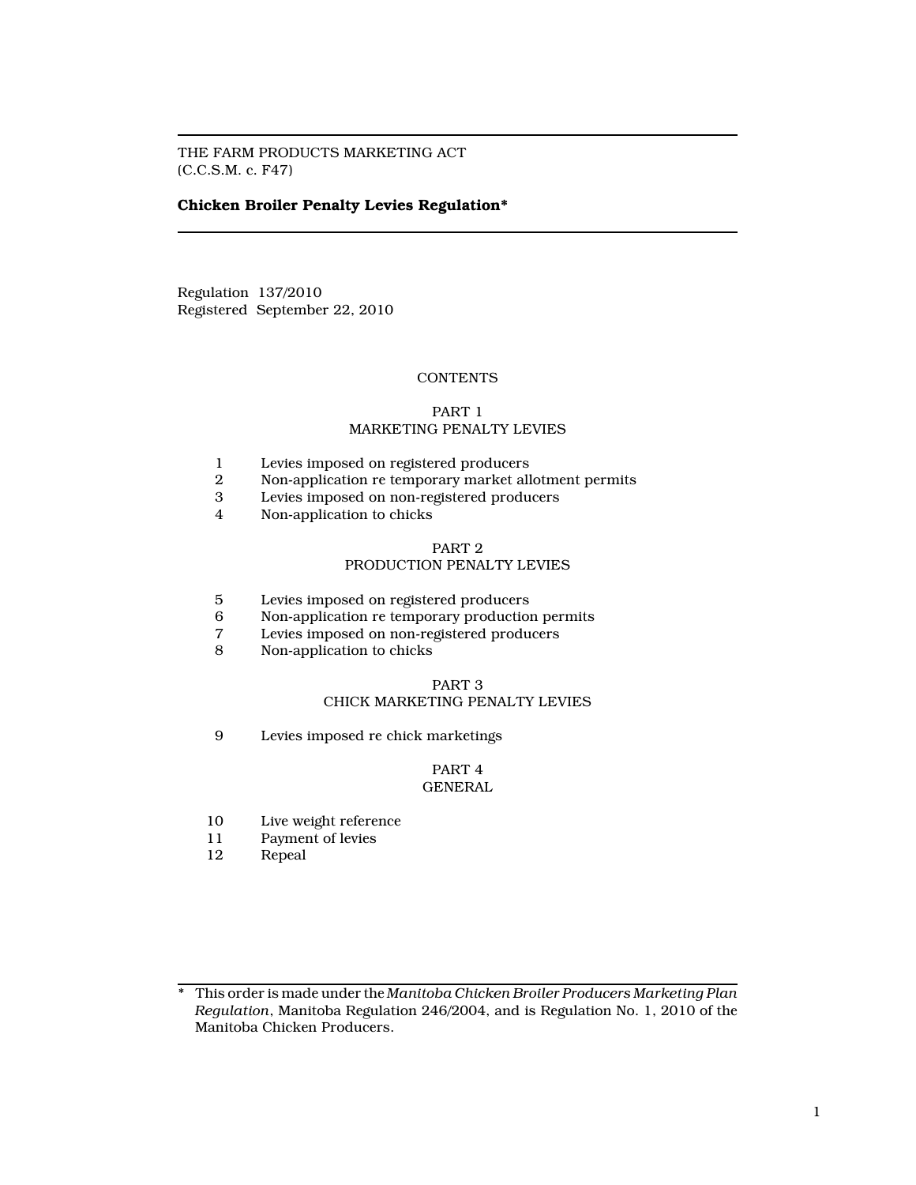THE FARM PRODUCTS MARKETING ACT
(C.C.S.M. c. F47)

# Chicken Broiler Penalty Levies Regulation*

Regulation 137/2010
Registered September 22, 2010

## CONTENTS

### PART 1
### MARKETING PENALTY LEVIES

1 Levies imposed on registered producers
2 Non-application re temporary market allotment permits
3 Levies imposed on non-registered producers
4 Non-application to chicks

### PART 2
### PRODUCTION PENALTY LEVIES

5 Levies imposed on registered producers
6 Non-application re temporary production permits
7 Levies imposed on non-registered producers
8 Non-application to chicks

### PART 3
### CHICK MARKETING PENALTY LEVIES

9 Levies imposed re chick marketings

### PART 4
### GENERAL

10 Live weight reference
11 Payment of levies
12 Repeal

---

\* This order is made under the *Manitoba Chicken Broiler Producers Marketing Plan Regulation*, Manitoba Regulation 246/2004, and is Regulation No. 1, 2010 of the Manitoba Chicken Producers.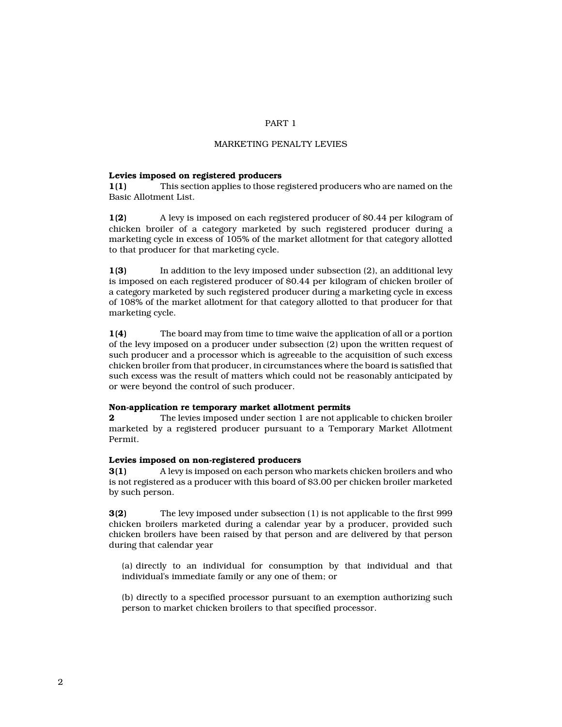# PART 1

## MARKETING PENALTY LEVIES

**Levies imposed on registered producers**

**1(1)** This section applies to those registered producers who are named on the Basic Allotment List.

**1(2)** A levy is imposed on each registered producer of $0.44 per kilogram of chicken broiler of a category marketed by such registered producer during a marketing cycle in excess of 105% of the market allotment for that category allotted to that producer for that marketing cycle.

**1(3)** In addition to the levy imposed under subsection (2), an additional levy is imposed on each registered producer of $0.44 per kilogram of chicken broiler of a category marketed by such registered producer during a marketing cycle in excess of 108% of the market allotment for that category allotted to that producer for that marketing cycle.

**1(4)** The board may from time to time waive the application of all or a portion of the levy imposed on a producer under subsection (2) upon the written request of such producer and a processor which is agreeable to the acquisition of such excess chicken broiler from that producer, in circumstances where the board is satisfied that such excess was the result of matters which could not be reasonably anticipated by or were beyond the control of such producer.

**Non-application re temporary market allotment permits**

**2** The levies imposed under section 1 are not applicable to chicken broiler marketed by a registered producer pursuant to a Temporary Market Allotment Permit.

**Levies imposed on non-registered producers**

**3(1)** A levy is imposed on each person who markets chicken broilers and who is not registered as a producer with this board of $3.00 per chicken broiler marketed by such person.

**3(2)** The levy imposed under subsection (1) is not applicable to the first 999 chicken broilers marketed during a calendar year by a producer, provided such chicken broilers have been raised by that person and are delivered by that person during that calendar year

(a) directly to an individual for consumption by that individual and that individual's immediate family or any one of them; or

(b) directly to a specified processor pursuant to an exemption authorizing such person to market chicken broilers to that specified processor.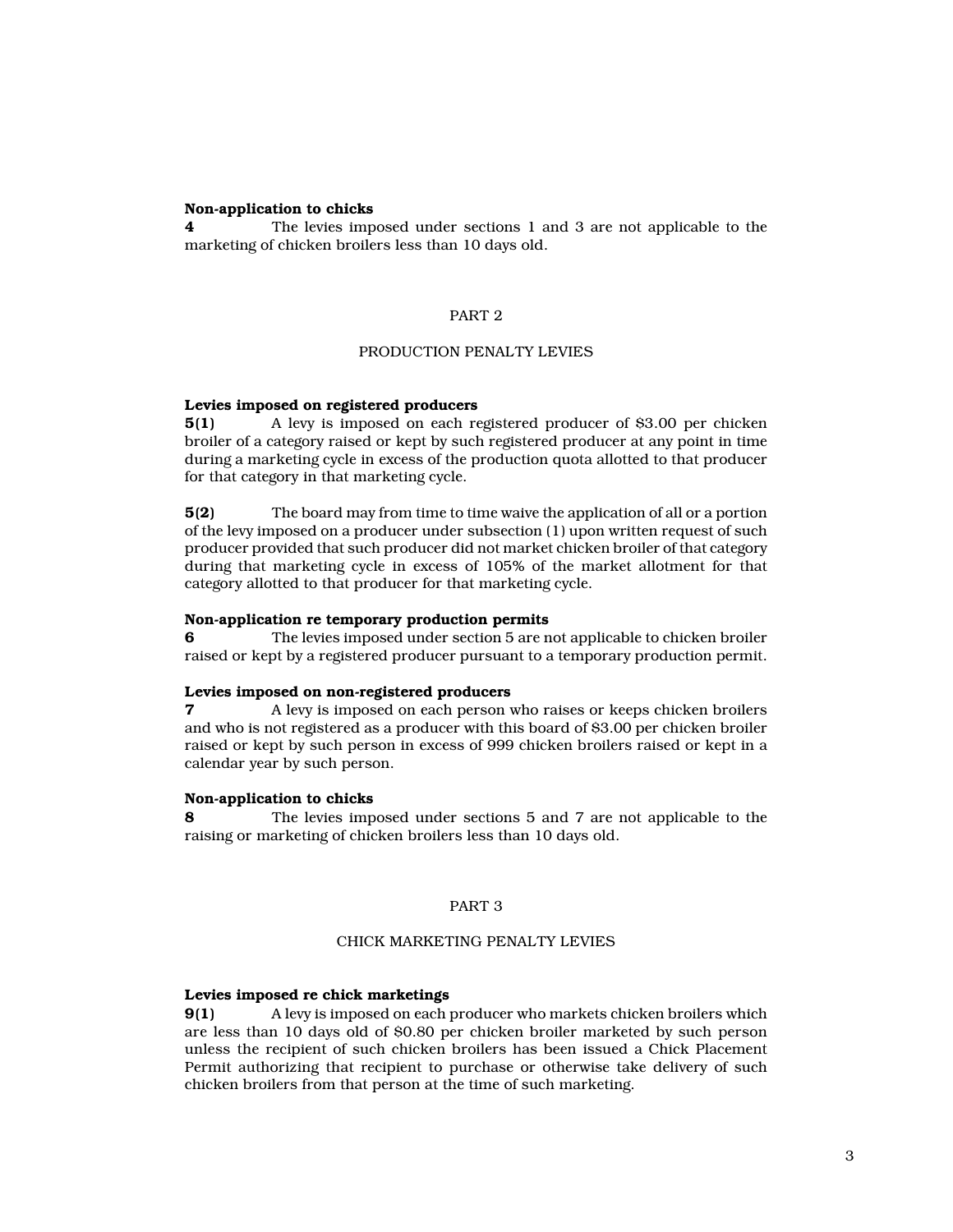**Non-application to chicks**

**4** The levies imposed under sections 1 and 3 are not applicable to the marketing of chicken broilers less than 10 days old.

## PART 2

## PRODUCTION PENALTY LEVIES

**Levies imposed on registered producers**

**5(1)** A levy is imposed on each registered producer of $3.00 per chicken broiler of a category raised or kept by such registered producer at any point in time during a marketing cycle in excess of the production quota allotted to that producer for that category in that marketing cycle.

**5(2)** The board may from time to time waive the application of all or a portion of the levy imposed on a producer under subsection (1) upon written request of such producer provided that such producer did not market chicken broiler of that category during that marketing cycle in excess of 105% of the market allotment for that category allotted to that producer for that marketing cycle.

**Non-application re temporary production permits**

**6** The levies imposed under section 5 are not applicable to chicken broiler raised or kept by a registered producer pursuant to a temporary production permit.

**Levies imposed on non-registered producers**

**7** A levy is imposed on each person who raises or keeps chicken broilers and who is not registered as a producer with this board of $3.00 per chicken broiler raised or kept by such person in excess of 999 chicken broilers raised or kept in a calendar year by such person.

**Non-application to chicks**

**8** The levies imposed under sections 5 and 7 are not applicable to the raising or marketing of chicken broilers less than 10 days old.

## PART 3

## CHICK MARKETING PENALTY LEVIES

**Levies imposed re chick marketings**

**9(1)** A levy is imposed on each producer who markets chicken broilers which are less than 10 days old of $0.80 per chicken broiler marketed by such person unless the recipient of such chicken broilers has been issued a Chick Placement Permit authorizing that recipient to purchase or otherwise take delivery of such chicken broilers from that person at the time of such marketing.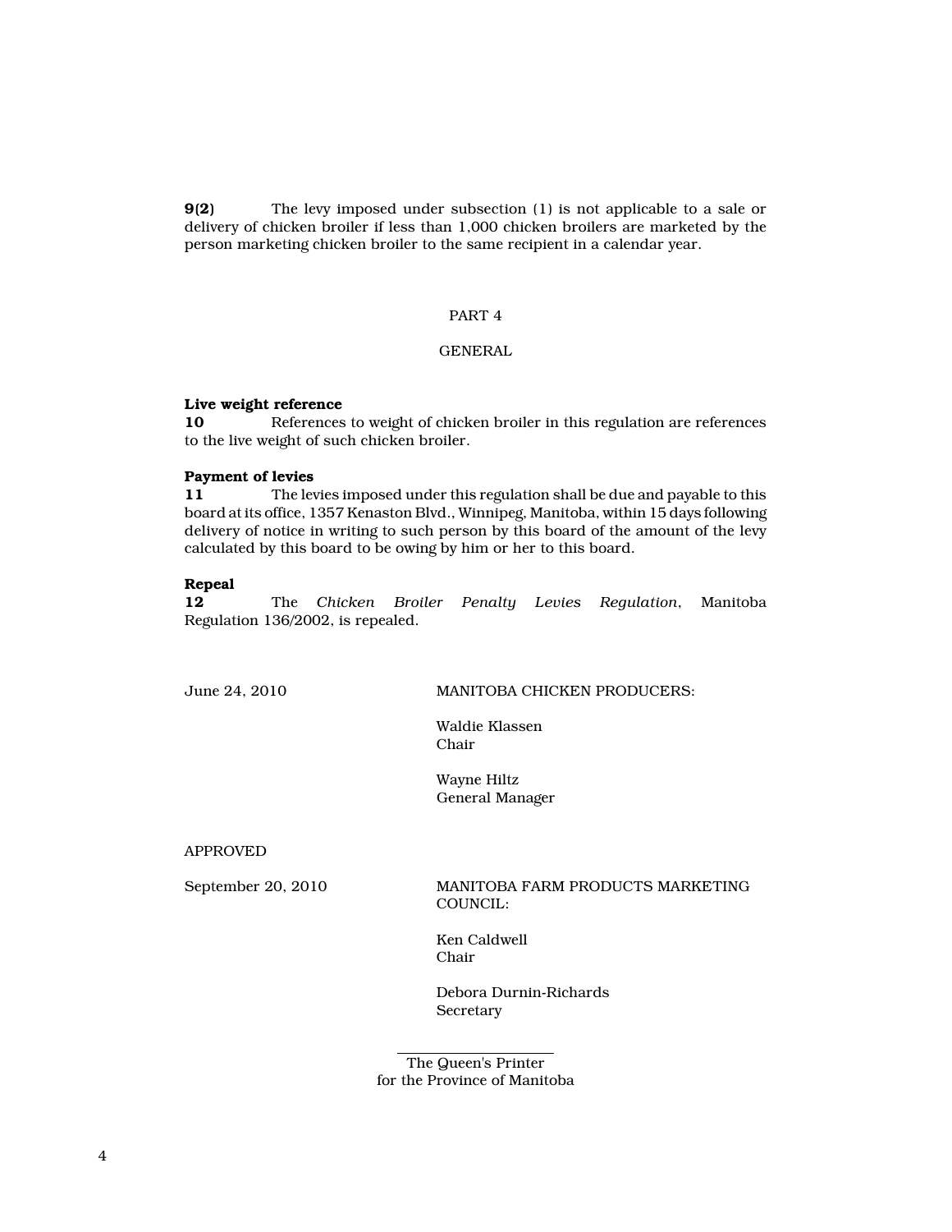**9(2)** The levy imposed under subsection (1) is not applicable to a sale or delivery of chicken broiler if less than 1,000 chicken broilers are marketed by the person marketing chicken broiler to the same recipient in a calendar year.

PART 4

GENERAL

**Live weight reference**
**10** References to weight of chicken broiler in this regulation are references to the live weight of such chicken broiler.

**Payment of levies**
**11** The levies imposed under this regulation shall be due and payable to this board at its office, 1357 Kenaston Blvd., Winnipeg, Manitoba, within 15 days following delivery of notice in writing to such person by this board of the amount of the levy calculated by this board to be owing by him or her to this board.

**Repeal**
**12** The *Chicken Broiler Penalty Levies Regulation*, Manitoba Regulation 136/2002, is repealed.

June 24, 2010

MANITOBA CHICKEN PRODUCERS:

Waldie Klassen
Chair

Wayne Hiltz
General Manager

APPROVED

September 20, 2010

MANITOBA FARM PRODUCTS MARKETING COUNCIL:

Ken Caldwell
Chair

Debora Durnin-Richards
Secretary

The Queen's Printer
for the Province of Manitoba